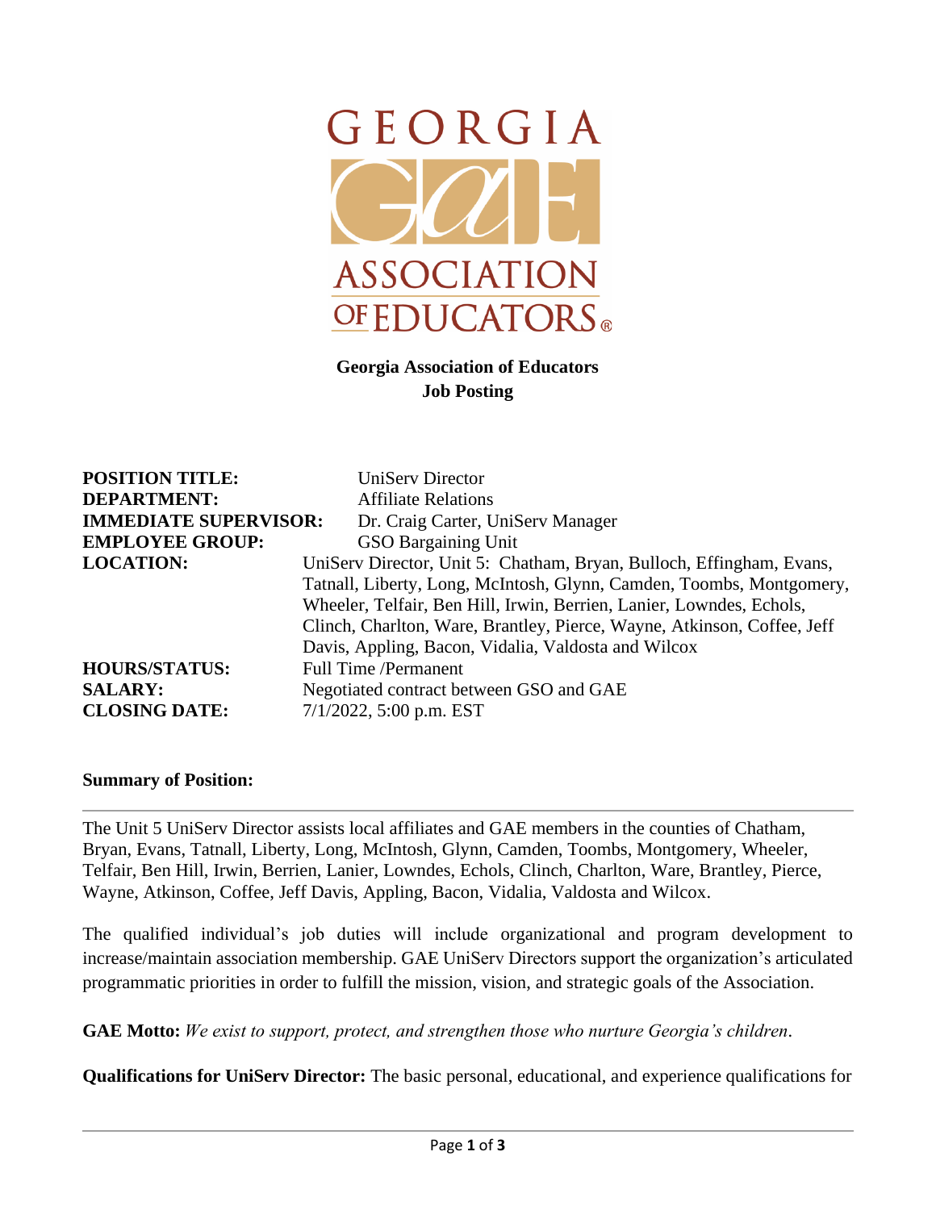**Georgia Association of Educators**
**Job Posting**

**POSITION TITLE:** UniServ Director
**DEPARTMENT:** Affiliate Relations
**IMMEDIATE SUPERVISOR:** Dr. Craig Carter, UniServ Manager
**EMPLOYEE GROUP:** GSO Bargaining Unit
**LOCATION:** UniServ Director, Unit 5: Chatham, Bryan, Bulloch, Effingham, Evans, Tatnall, Liberty, Long, McIntosh, Glynn, Camden, Toombs, Montgomery, Wheeler, Telfair, Ben Hill, Irwin, Berrien, Lanier, Lowndes, Echols, Clinch, Charlton, Ware, Brantley, Pierce, Wayne, Atkinson, Coffee, Jeff Davis, Appling, Bacon, Vidalia, Valdosta and Wilcox
**HOURS/STATUS:** Full Time /Permanent
**SALARY:** Negotiated contract between GSO and GAE
**CLOSING DATE:** 7/1/2022, 5:00 p.m. EST

**Summary of Position:**

---

The Unit 5 UniServ Director assists local affiliates and GAE members in the counties of Chatham, Bryan, Evans, Tatnall, Liberty, Long, McIntosh, Glynn, Camden, Toombs, Montgomery, Wheeler, Telfair, Ben Hill, Irwin, Berrien, Lanier, Lowndes, Echols, Clinch, Charlton, Ware, Brantley, Pierce, Wayne, Atkinson, Coffee, Jeff Davis, Appling, Bacon, Vidalia, Valdosta and Wilcox.

The qualified individual's job duties will include organizational and program development to increase/maintain association membership. GAE UniServ Directors support the organization's articulated programmatic priorities in order to fulfill the mission, vision, and strategic goals of the Association.

**GAE Motto:** *We exist to support, protect, and strengthen those who nurture Georgia's children*.

**Qualifications for UniServ Director:** The basic personal, educational, and experience qualifications for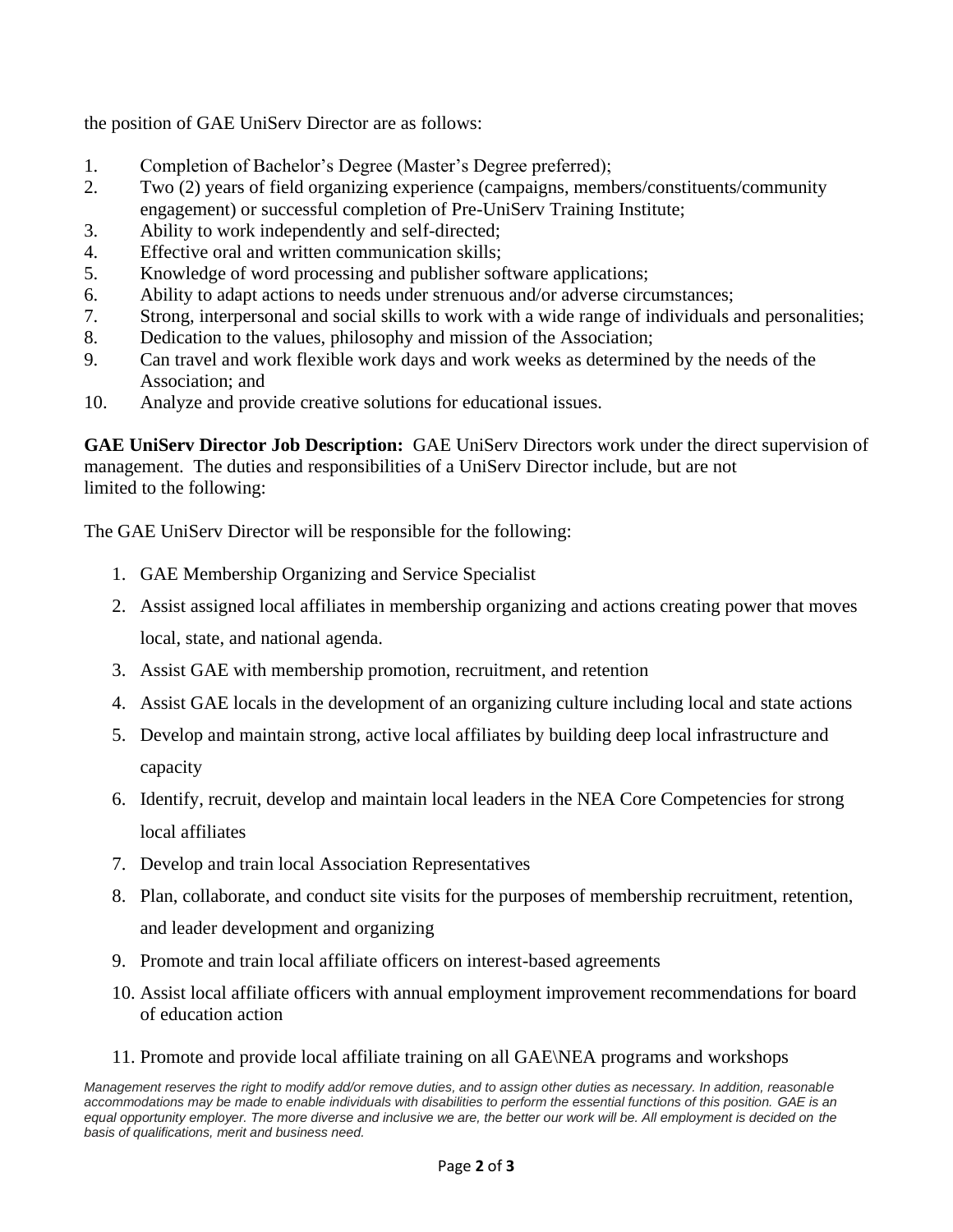the position of GAE UniServ Director are as follows:

1. Completion of Bachelor's Degree (Master's Degree preferred);
2. Two (2) years of field organizing experience (campaigns, members/constituents/community engagement) or successful completion of Pre-UniServ Training Institute;
3. Ability to work independently and self-directed;
4. Effective oral and written communication skills;
5. Knowledge of word processing and publisher software applications;
6. Ability to adapt actions to needs under strenuous and/or adverse circumstances;
7. Strong, interpersonal and social skills to work with a wide range of individuals and personalities;
8. Dedication to the values, philosophy and mission of the Association;
9. Can travel and work flexible work days and work weeks as determined by the needs of the Association; and
10. Analyze and provide creative solutions for educational issues.

**GAE UniServ Director Job Description:** GAE UniServ Directors work under the direct supervision of management. The duties and responsibilities of a UniServ Director include, but are not limited to the following:

The GAE UniServ Director will be responsible for the following:

1. GAE Membership Organizing and Service Specialist
2. Assist assigned local affiliates in membership organizing and actions creating power that moves local, state, and national agenda.
3. Assist GAE with membership promotion, recruitment, and retention
4. Assist GAE locals in the development of an organizing culture including local and state actions
5. Develop and maintain strong, active local affiliates by building deep local infrastructure and capacity
6. Identify, recruit, develop and maintain local leaders in the NEA Core Competencies for strong local affiliates
7. Develop and train local Association Representatives
8. Plan, collaborate, and conduct site visits for the purposes of membership recruitment, retention, and leader development and organizing
9. Promote and train local affiliate officers on interest-based agreements
10. Assist local affiliate officers with annual employment improvement recommendations for board of education action
11. Promote and provide local affiliate training on all GAE\NEA programs and workshops

*Management reserves the right to modify add/or remove duties, and to assign other duties as necessary. In addition, reasonable accommodations may be made to enable individuals with disabilities to perform the essential functions of this position. GAE is an equal opportunity employer. The more diverse and inclusive we are, the better our work will be. All employment is decided on the basis of qualifications, merit and business need.*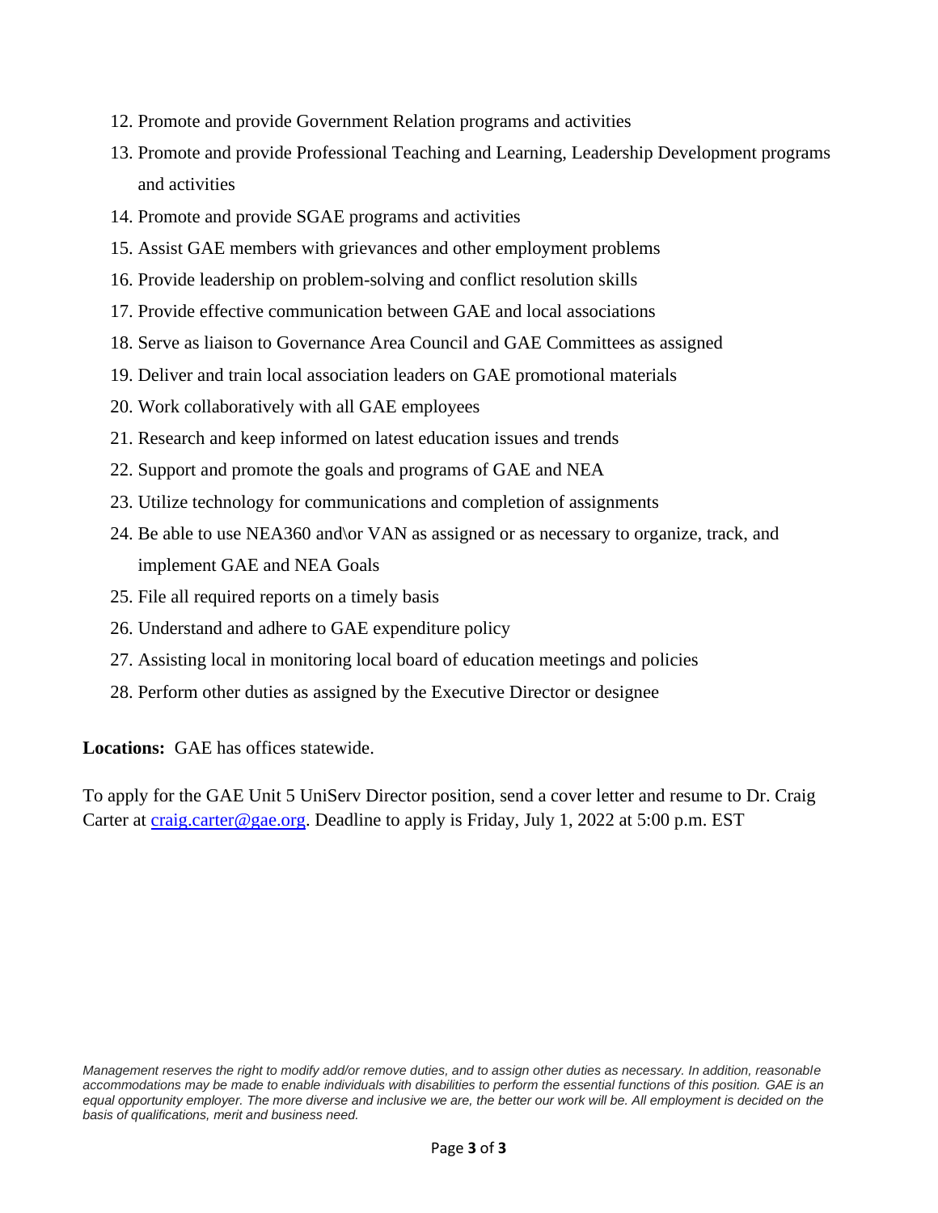12. Promote and provide Government Relation programs and activities
13. Promote and provide Professional Teaching and Learning, Leadership Development programs and activities
14. Promote and provide SGAE programs and activities
15. Assist GAE members with grievances and other employment problems
16. Provide leadership on problem-solving and conflict resolution skills
17. Provide effective communication between GAE and local associations
18. Serve as liaison to Governance Area Council and GAE Committees as assigned
19. Deliver and train local association leaders on GAE promotional materials
20. Work collaboratively with all GAE employees
21. Research and keep informed on latest education issues and trends
22. Support and promote the goals and programs of GAE and NEA
23. Utilize technology for communications and completion of assignments
24. Be able to use NEA360 and\or VAN as assigned or as necessary to organize, track, and implement GAE and NEA Goals
25. File all required reports on a timely basis
26. Understand and adhere to GAE expenditure policy
27. Assisting local in monitoring local board of education meetings and policies
28. Perform other duties as assigned by the Executive Director or designee

**Locations:** GAE has offices statewide.

To apply for the GAE Unit 5 UniServ Director position, send a cover letter and resume to Dr. Craig Carter at craig.carter@gae.org. Deadline to apply is Friday, July 1, 2022 at 5:00 p.m. EST

*Management reserves the right to modify add/or remove duties, and to assign other duties as necessary. In addition, reasonable accommodations may be made to enable individuals with disabilities to perform the essential functions of this position. GAE is an equal opportunity employer. The more diverse and inclusive we are, the better our work will be. All employment is decided on the basis of qualifications, merit and business need.*